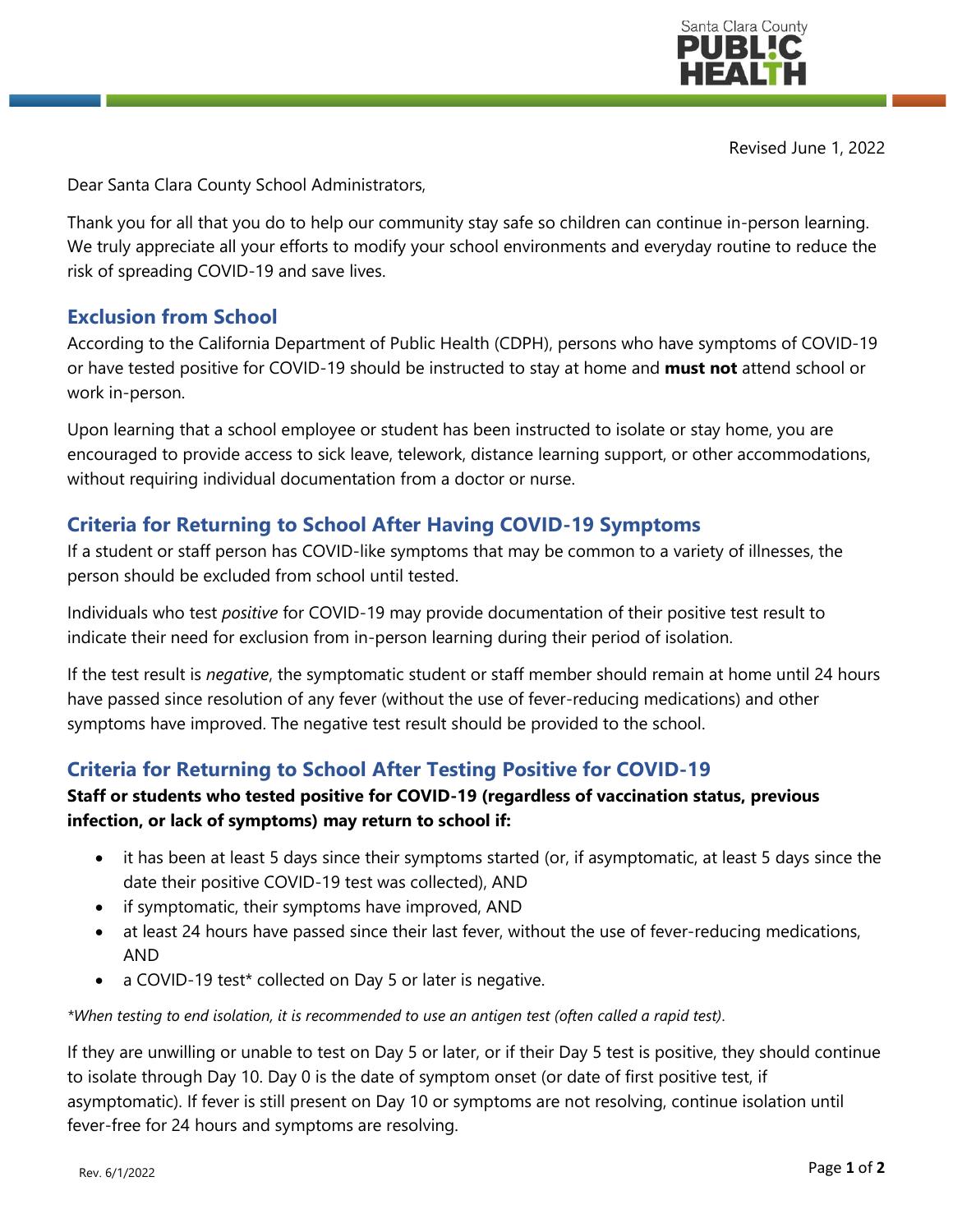Santa Clara County PUBLIC HEALTH

Revised June 1, 2022

Dear Santa Clara County School Administrators,

Thank you for all that you do to help our community stay safe so children can continue in-person learning. We truly appreciate all your efforts to modify your school environments and everyday routine to reduce the risk of spreading COVID-19 and save lives.

## Exclusion from School

According to the California Department of Public Health (CDPH), persons who have symptoms of COVID-19 or have tested positive for COVID-19 should be instructed to stay at home and **must not** attend school or work in-person.

Upon learning that a school employee or student has been instructed to isolate or stay home, you are encouraged to provide access to sick leave, telework, distance learning support, or other accommodations, without requiring individual documentation from a doctor or nurse.

## Criteria for Returning to School After Having COVID-19 Symptoms

If a student or staff person has COVID-like symptoms that may be common to a variety of illnesses, the person should be excluded from school until tested.

Individuals who test *positive* for COVID-19 may provide documentation of their positive test result to indicate their need for exclusion from in-person learning during their period of isolation.

If the test result is *negative*, the symptomatic student or staff member should remain at home until 24 hours have passed since resolution of any fever (without the use of fever-reducing medications) and other symptoms have improved. The negative test result should be provided to the school.

## Criteria for Returning to School After Testing Positive for COVID-19

**Staff or students who tested positive for COVID-19 (regardless of vaccination status, previous infection, or lack of symptoms) may return to school if:**

- it has been at least 5 days since their symptoms started (or, if asymptomatic, at least 5 days since the date their positive COVID-19 test was collected), AND
- if symptomatic, their symptoms have improved, AND
- at least 24 hours have passed since their last fever, without the use of fever-reducing medications, AND
- a COVID-19 test* collected on Day 5 or later is negative.

*\*When testing to end isolation, it is recommended to use an antigen test (often called a rapid test).*

If they are unwilling or unable to test on Day 5 or later, or if their Day 5 test is positive, they should continue to isolate through Day 10. Day 0 is the date of symptom onset (or date of first positive test, if asymptomatic). If fever is still present on Day 10 or symptoms are not resolving, continue isolation until fever-free for 24 hours and symptoms are resolving.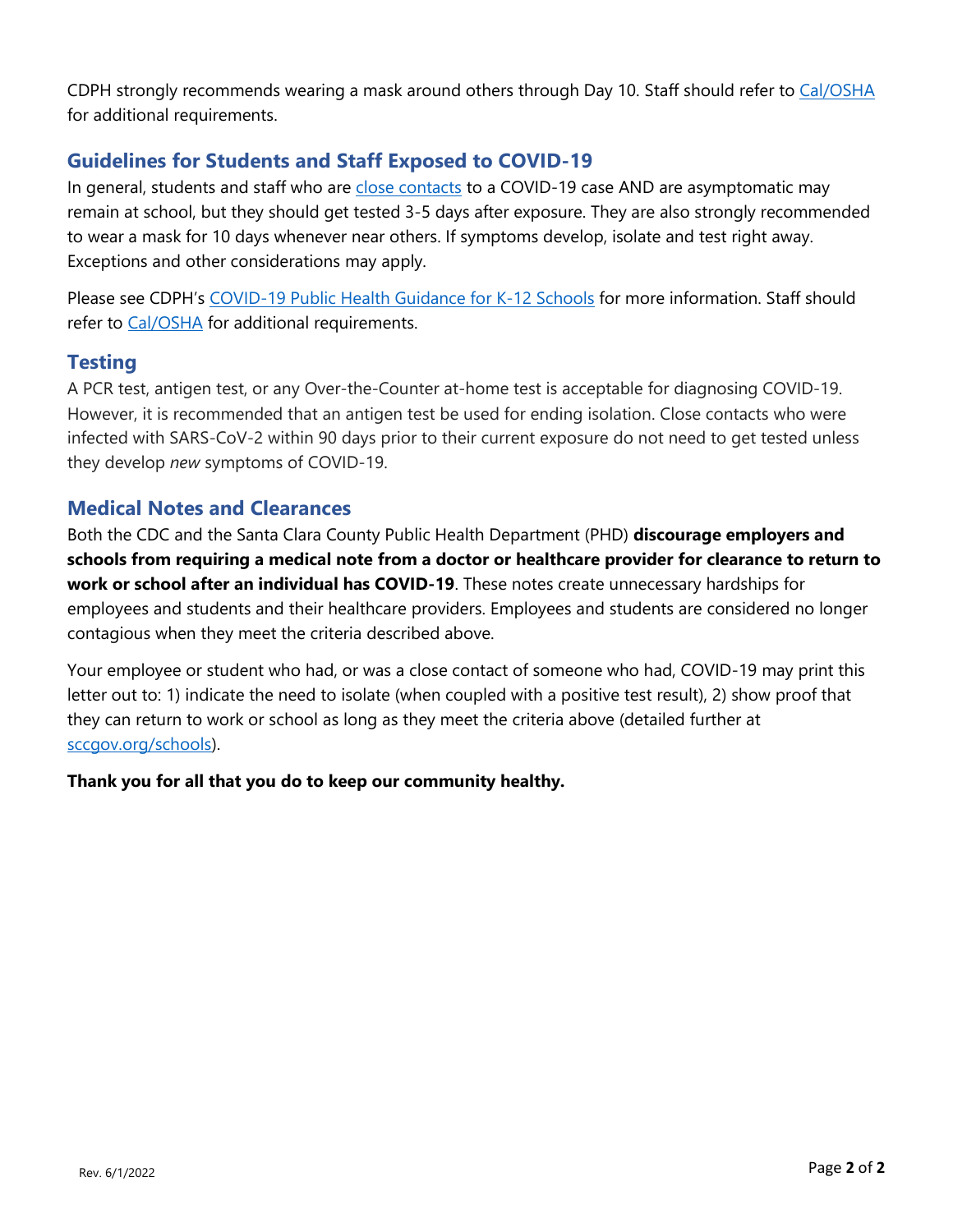CDPH strongly recommends wearing a mask around others through Day 10. Staff should refer to Cal/OSHA for additional requirements.

## Guidelines for Students and Staff Exposed to COVID-19

In general, students and staff who are close contacts to a COVID-19 case AND are asymptomatic may remain at school, but they should get tested 3-5 days after exposure. They are also strongly recommended to wear a mask for 10 days whenever near others. If symptoms develop, isolate and test right away. Exceptions and other considerations may apply.

Please see CDPH's COVID-19 Public Health Guidance for K-12 Schools for more information. Staff should refer to Cal/OSHA for additional requirements.

## Testing

A PCR test, antigen test, or any Over-the-Counter at-home test is acceptable for diagnosing COVID-19. However, it is recommended that an antigen test be used for ending isolation. Close contacts who were infected with SARS-CoV-2 within 90 days prior to their current exposure do not need to get tested unless they develop *new* symptoms of COVID-19.

## Medical Notes and Clearances

Both the CDC and the Santa Clara County Public Health Department (PHD) **discourage employers and schools from requiring a medical note from a doctor or healthcare provider for clearance to return to work or school after an individual has COVID-19**. These notes create unnecessary hardships for employees and students and their healthcare providers. Employees and students are considered no longer contagious when they meet the criteria described above.

Your employee or student who had, or was a close contact of someone who had, COVID-19 may print this letter out to: 1) indicate the need to isolate (when coupled with a positive test result), 2) show proof that they can return to work or school as long as they meet the criteria above (detailed further at sccgov.org/schools).

**Thank you for all that you do to keep our community healthy.**

Rev. 6/1/2022